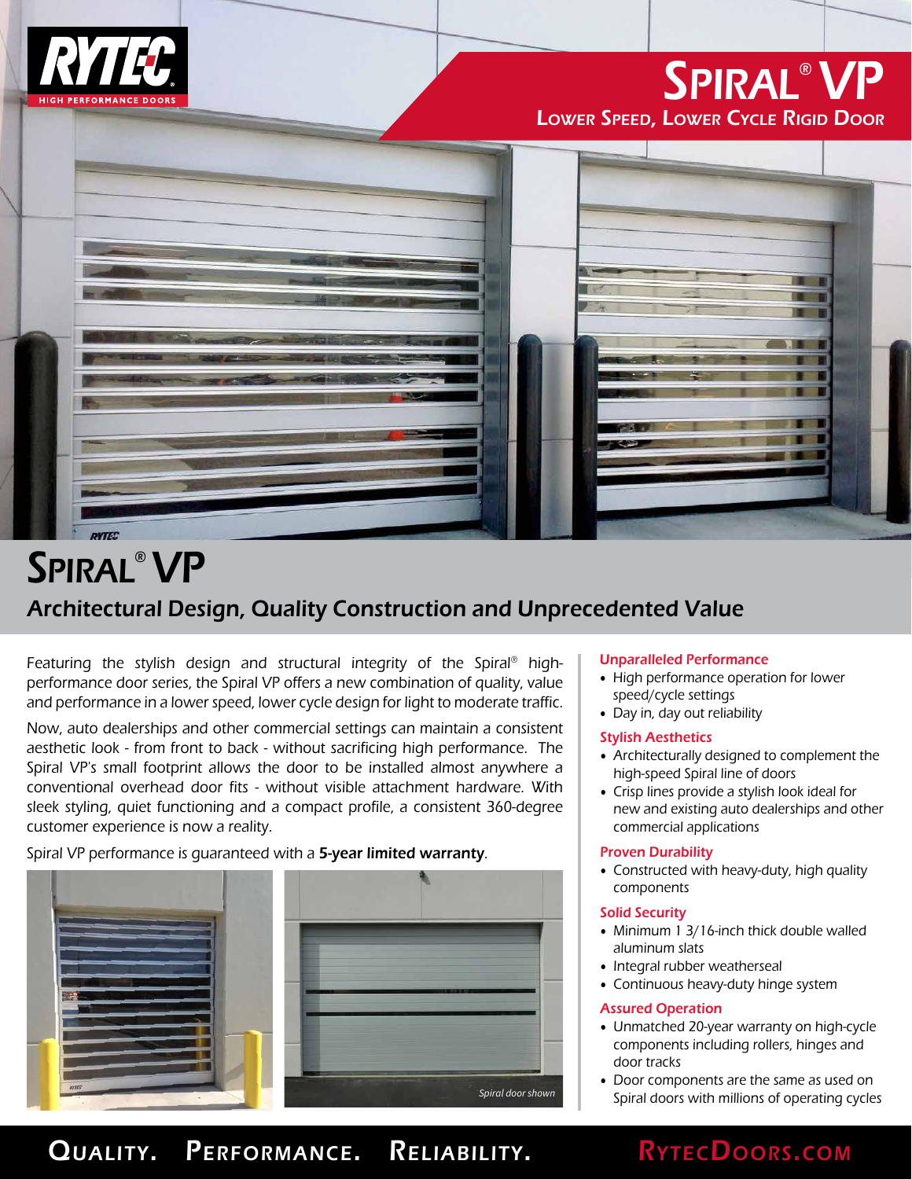RYTEC
HIGH PERFORMANCE DOORS

# Spiral® VP
Lower Speed, Lower Cycle Rigid Door

# Spiral® VP

## Architectural Design, Quality Construction and Unprecedented Value

Featuring the stylish design and structural integrity of the Spiral® high-performance door series, the Spiral VP offers a new combination of quality, value and performance in a lower speed, lower cycle design for light to moderate traffic.

Now, auto dealerships and other commercial settings can maintain a consistent aesthetic look - from front to back - without sacrificing high performance. The Spiral VP's small footprint allows the door to be installed almost anywhere a conventional overhead door fits - without visible attachment hardware. With sleek styling, quiet functioning and a compact profile, a consistent 360-degree customer experience is now a reality.

Spiral VP performance is guaranteed with a **5-year limited warranty**.

*Spiral door shown*

### Unparalleled Performance

- High performance operation for lower speed/cycle settings
- Day in, day out reliability

### Stylish Aesthetics

- Architecturally designed to complement the high-speed Spiral line of doors
- Crisp lines provide a stylish look ideal for new and existing auto dealerships and other commercial applications

### Proven Durability

- Constructed with heavy-duty, high quality components

### Solid Security

- Minimum 1 3/16-inch thick double walled aluminum slats
- Integral rubber weatherseal
- Continuous heavy-duty hinge system

### Assured Operation

- Unmatched 20-year warranty on high-cycle components including rollers, hinges and door tracks
- Door components are the same as used on Spiral doors with millions of operating cycles

**Quality. Performance. Reliability.** RytecDoors.com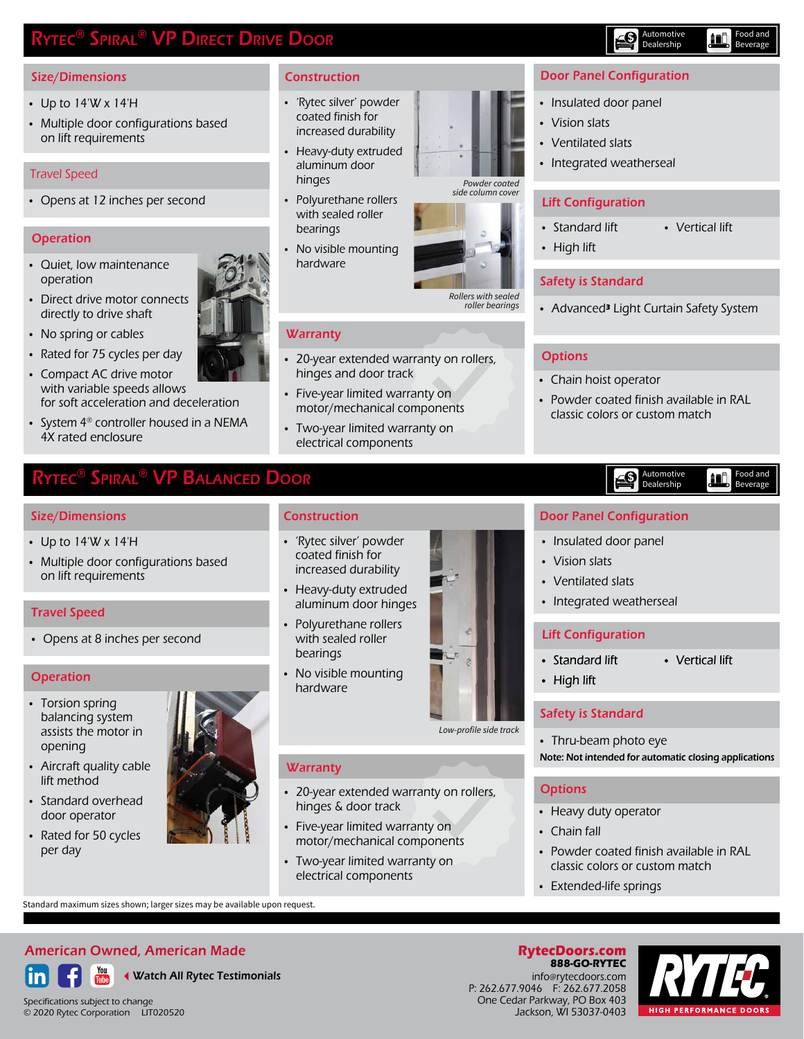# Rytec® Spiral® VP Direct Drive Door

Automotive Dealership | Food and Beverage

## Size/Dimensions

- Up to 14'W x 14'H
- Multiple door configurations based on lift requirements

## Travel Speed

- Opens at 12 inches per second

## Operation

- Quiet, low maintenance operation
- Direct drive motor connects directly to drive shaft
- No spring or cables
- Rated for 75 cycles per day
- Compact AC drive motor with variable speeds allows for soft acceleration and deceleration
- System 4® controller housed in a NEMA 4X rated enclosure

## Construction

- 'Rytec silver' powder coated finish for increased durability
- Heavy-duty extruded aluminum door hinges
- Polyurethane rollers with sealed roller bearings
- No visible mounting hardware

*Powder coated side column cover*

*Rollers with sealed roller bearings*

## Warranty

- 20-year extended warranty on rollers, hinges and door track
- Five-year limited warranty on motor/mechanical components
- Two-year limited warranty on electrical components

## Door Panel Configuration

- Insulated door panel
- Vision slats
- Ventilated slats
- Integrated weatherseal

## Lift Configuration

- Standard lift
- Vertical lift
- High lift

## Safety is Standard

- Advanced³ Light Curtain Safety System

## Options

- Chain hoist operator
- Powder coated finish available in RAL classic colors or custom match

# Rytec® Spiral® VP Balanced Door

Automotive Dealership | Food and Beverage

## Size/Dimensions

- Up to 14'W x 14'H
- Multiple door configurations based on lift requirements

## Travel Speed

- Opens at 8 inches per second

## Operation

- Torsion spring balancing system assists the motor in opening
- Aircraft quality cable lift method
- Standard overhead door operator
- Rated for 50 cycles per day

## Construction

- 'Rytec silver' powder coated finish for increased durability
- Heavy-duty extruded aluminum door hinges
- Polyurethane rollers with sealed roller bearings
- No visible mounting hardware

*Low-profile side track*

## Warranty

- 20-year extended warranty on rollers, hinges & door track
- Five-year limited warranty on motor/mechanical components
- Two-year limited warranty on electrical components

## Door Panel Configuration

- Insulated door panel
- Vision slats
- Ventilated slats
- Integrated weatherseal

## Lift Configuration

- Standard lift
- Vertical lift
- High lift

## Safety is Standard

- Thru-beam photo eye

**Note: Not intended for automatic closing applications**

## Options

- Heavy duty operator
- Chain fall
- Powder coated finish available in RAL classic colors or custom match
- Extended-life springs

Standard maximum sizes shown; larger sizes may be available upon request.

**American Owned, American Made**

**Watch All Rytec Testimonials**

Specifications subject to change
© 2020 Rytec Corporation LIT020520

**RytecDoors.com**
**888-GO-RYTEC**
info@rytecdoors.com
P: 262.677.9046 F: 262.677.2058
One Cedar Parkway, PO Box 403
Jackson, WI 53037-0403

RYTEC HIGH PERFORMANCE DOORS